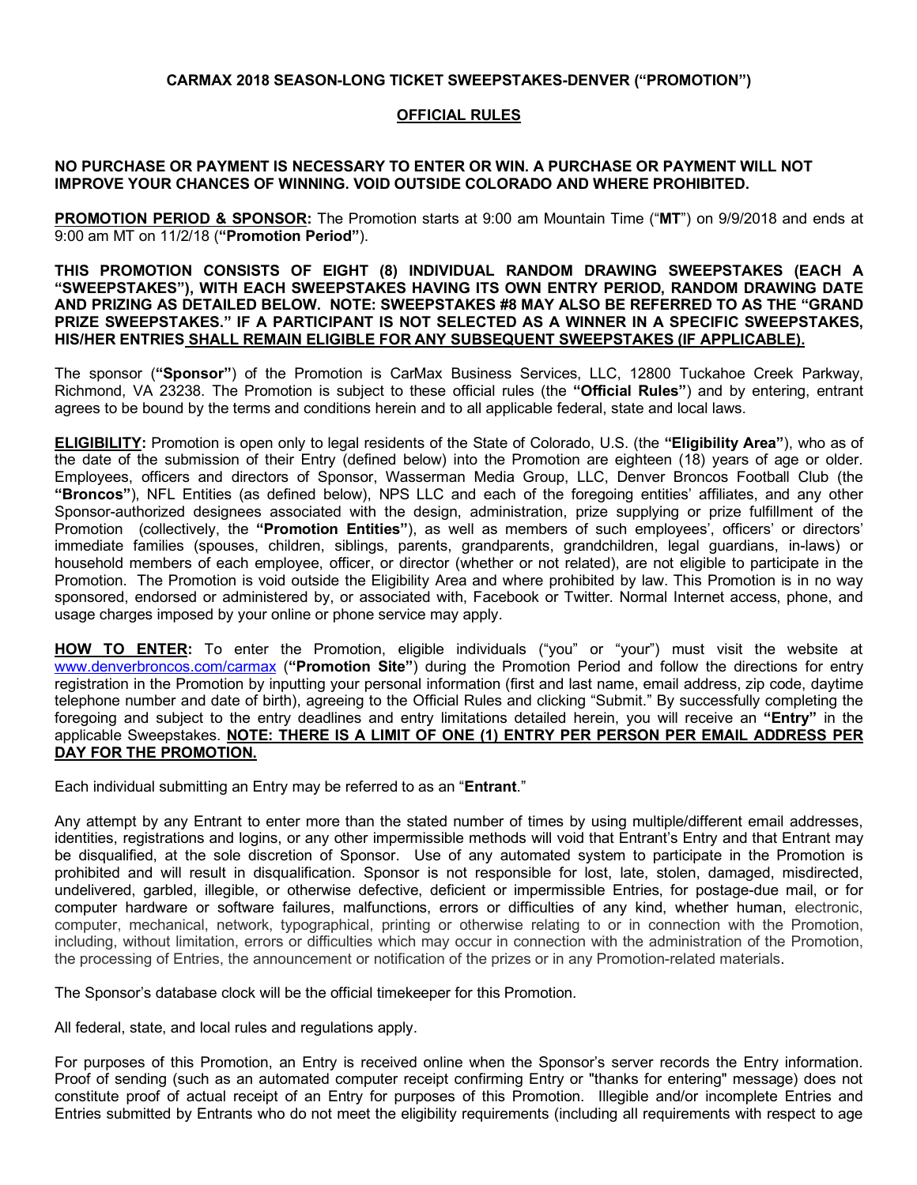**CARMAX 2018 SEASON-LONG TICKET SWEEPSTAKES-DENVER ("PROMOTION")**

**OFFICIAL RULES**

**NO PURCHASE OR PAYMENT IS NECESSARY TO ENTER OR WIN. A PURCHASE OR PAYMENT WILL NOT IMPROVE YOUR CHANCES OF WINNING. VOID OUTSIDE COLORADO AND WHERE PROHIBITED.**

**PROMOTION PERIOD & SPONSOR:** The Promotion starts at 9:00 am Mountain Time ("**MT**") on 9/9/2018 and ends at 9:00 am MT on 11/2/18 (**"Promotion Period"**).

**THIS PROMOTION CONSISTS OF EIGHT (8) INDIVIDUAL RANDOM DRAWING SWEEPSTAKES (EACH A "SWEEPSTAKES"), WITH EACH SWEEPSTAKES HAVING ITS OWN ENTRY PERIOD, RANDOM DRAWING DATE AND PRIZING AS DETAILED BELOW. NOTE: SWEEPSTAKES #8 MAY ALSO BE REFERRED TO AS THE "GRAND PRIZE SWEEPSTAKES." IF A PARTICIPANT IS NOT SELECTED AS A WINNER IN A SPECIFIC SWEEPSTAKES, HIS/HER ENTRIES SHALL REMAIN ELIGIBLE FOR ANY SUBSEQUENT SWEEPSTAKES (IF APPLICABLE).**

The sponsor (**"Sponsor"**) of the Promotion is CarMax Business Services, LLC, 12800 Tuckahoe Creek Parkway, Richmond, VA 23238. The Promotion is subject to these official rules (the **"Official Rules"**) and by entering, entrant agrees to be bound by the terms and conditions herein and to all applicable federal, state and local laws.

**ELIGIBILITY:** Promotion is open only to legal residents of the State of Colorado, U.S. (the **"Eligibility Area"**), who as of the date of the submission of their Entry (defined below) into the Promotion are eighteen (18) years of age or older. Employees, officers and directors of Sponsor, Wasserman Media Group, LLC, Denver Broncos Football Club (the **"Broncos"**), NFL Entities (as defined below), NPS LLC and each of the foregoing entities' affiliates, and any other Sponsor-authorized designees associated with the design, administration, prize supplying or prize fulfillment of the Promotion (collectively, the **"Promotion Entities"**), as well as members of such employees', officers' or directors' immediate families (spouses, children, siblings, parents, grandparents, grandchildren, legal guardians, in-laws) or household members of each employee, officer, or director (whether or not related), are not eligible to participate in the Promotion. The Promotion is void outside the Eligibility Area and where prohibited by law. This Promotion is in no way sponsored, endorsed or administered by, or associated with, Facebook or Twitter. Normal Internet access, phone, and usage charges imposed by your online or phone service may apply.

**HOW TO ENTER:** To enter the Promotion, eligible individuals ("you" or "your") must visit the website at www.denverbroncos.com/carmax (**"Promotion Site"**) during the Promotion Period and follow the directions for entry registration in the Promotion by inputting your personal information (first and last name, email address, zip code, daytime telephone number and date of birth), agreeing to the Official Rules and clicking "Submit." By successfully completing the foregoing and subject to the entry deadlines and entry limitations detailed herein, you will receive an **"Entry"** in the applicable Sweepstakes. **NOTE: THERE IS A LIMIT OF ONE (1) ENTRY PER PERSON PER EMAIL ADDRESS PER DAY FOR THE PROMOTION.**

Each individual submitting an Entry may be referred to as an "**Entrant**."

Any attempt by any Entrant to enter more than the stated number of times by using multiple/different email addresses, identities, registrations and logins, or any other impermissible methods will void that Entrant's Entry and that Entrant may be disqualified, at the sole discretion of Sponsor. Use of any automated system to participate in the Promotion is prohibited and will result in disqualification. Sponsor is not responsible for lost, late, stolen, damaged, misdirected, undelivered, garbled, illegible, or otherwise defective, deficient or impermissible Entries, for postage-due mail, or for computer hardware or software failures, malfunctions, errors or difficulties of any kind, whether human, electronic, computer, mechanical, network, typographical, printing or otherwise relating to or in connection with the Promotion, including, without limitation, errors or difficulties which may occur in connection with the administration of the Promotion, the processing of Entries, the announcement or notification of the prizes or in any Promotion-related materials.

The Sponsor's database clock will be the official timekeeper for this Promotion.

All federal, state, and local rules and regulations apply.

For purposes of this Promotion, an Entry is received online when the Sponsor's server records the Entry information. Proof of sending (such as an automated computer receipt confirming Entry or "thanks for entering" message) does not constitute proof of actual receipt of an Entry for purposes of this Promotion. Illegible and/or incomplete Entries and Entries submitted by Entrants who do not meet the eligibility requirements (including all requirements with respect to age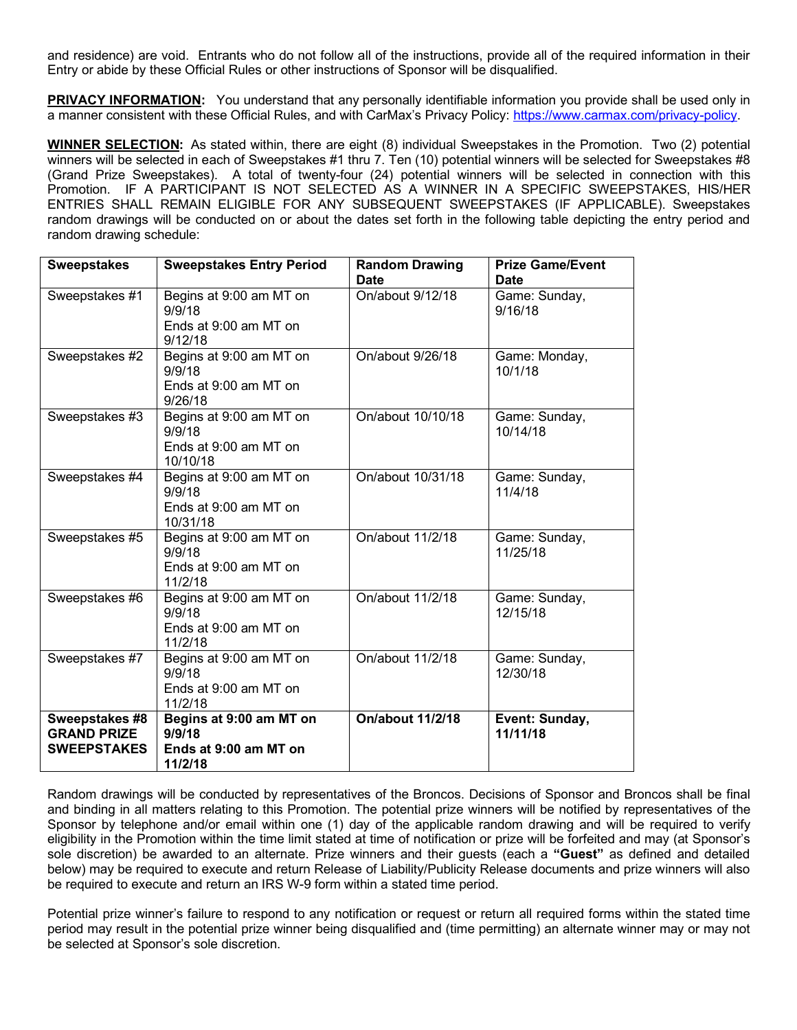and residence) are void. Entrants who do not follow all of the instructions, provide all of the required information in their Entry or abide by these Official Rules or other instructions of Sponsor will be disqualified.

**PRIVACY INFORMATION:** You understand that any personally identifiable information you provide shall be used only in a manner consistent with these Official Rules, and with CarMax's Privacy Policy: https://www.carmax.com/privacy-policy.

**WINNER SELECTION:** As stated within, there are eight (8) individual Sweepstakes in the Promotion. Two (2) potential winners will be selected in each of Sweepstakes #1 thru 7. Ten (10) potential winners will be selected for Sweepstakes #8 (Grand Prize Sweepstakes). A total of twenty-four (24) potential winners will be selected in connection with this Promotion. IF A PARTICIPANT IS NOT SELECTED AS A WINNER IN A SPECIFIC SWEEPSTAKES, HIS/HER ENTRIES SHALL REMAIN ELIGIBLE FOR ANY SUBSEQUENT SWEEPSTAKES (IF APPLICABLE). Sweepstakes random drawings will be conducted on or about the dates set forth in the following table depicting the entry period and random drawing schedule:

| Sweepstakes | Sweepstakes Entry Period | Random Drawing Date | Prize Game/Event Date |
|---|---|---|---|
| Sweepstakes #1 | Begins at 9:00 am MT on 9/9/18 Ends at 9:00 am MT on 9/12/18 | On/about 9/12/18 | Game: Sunday, 9/16/18 |
| Sweepstakes #2 | Begins at 9:00 am MT on 9/9/18 Ends at 9:00 am MT on 9/26/18 | On/about 9/26/18 | Game: Monday, 10/1/18 |
| Sweepstakes #3 | Begins at 9:00 am MT on 9/9/18 Ends at 9:00 am MT on 10/10/18 | On/about 10/10/18 | Game: Sunday, 10/14/18 |
| Sweepstakes #4 | Begins at 9:00 am MT on 9/9/18 Ends at 9:00 am MT on 10/31/18 | On/about 10/31/18 | Game: Sunday, 11/4/18 |
| Sweepstakes #5 | Begins at 9:00 am MT on 9/9/18 Ends at 9:00 am MT on 11/2/18 | On/about 11/2/18 | Game: Sunday, 11/25/18 |
| Sweepstakes #6 | Begins at 9:00 am MT on 9/9/18 Ends at 9:00 am MT on 11/2/18 | On/about 11/2/18 | Game: Sunday, 12/15/18 |
| Sweepstakes #7 | Begins at 9:00 am MT on 9/9/18 Ends at 9:00 am MT on 11/2/18 | On/about 11/2/18 | Game: Sunday, 12/30/18 |
| **Sweepstakes #8 GRAND PRIZE SWEEPSTAKES** | **Begins at 9:00 am MT on 9/9/18 Ends at 9:00 am MT on 11/2/18** | **On/about 11/2/18** | **Event: Sunday, 11/11/18** |

Random drawings will be conducted by representatives of the Broncos. Decisions of Sponsor and Broncos shall be final and binding in all matters relating to this Promotion. The potential prize winners will be notified by representatives of the Sponsor by telephone and/or email within one (1) day of the applicable random drawing and will be required to verify eligibility in the Promotion within the time limit stated at time of notification or prize will be forfeited and may (at Sponsor's sole discretion) be awarded to an alternate. Prize winners and their guests (each a **"Guest"** as defined and detailed below) may be required to execute and return Release of Liability/Publicity Release documents and prize winners will also be required to execute and return an IRS W-9 form within a stated time period.

Potential prize winner's failure to respond to any notification or request or return all required forms within the stated time period may result in the potential prize winner being disqualified and (time permitting) an alternate winner may or may not be selected at Sponsor's sole discretion.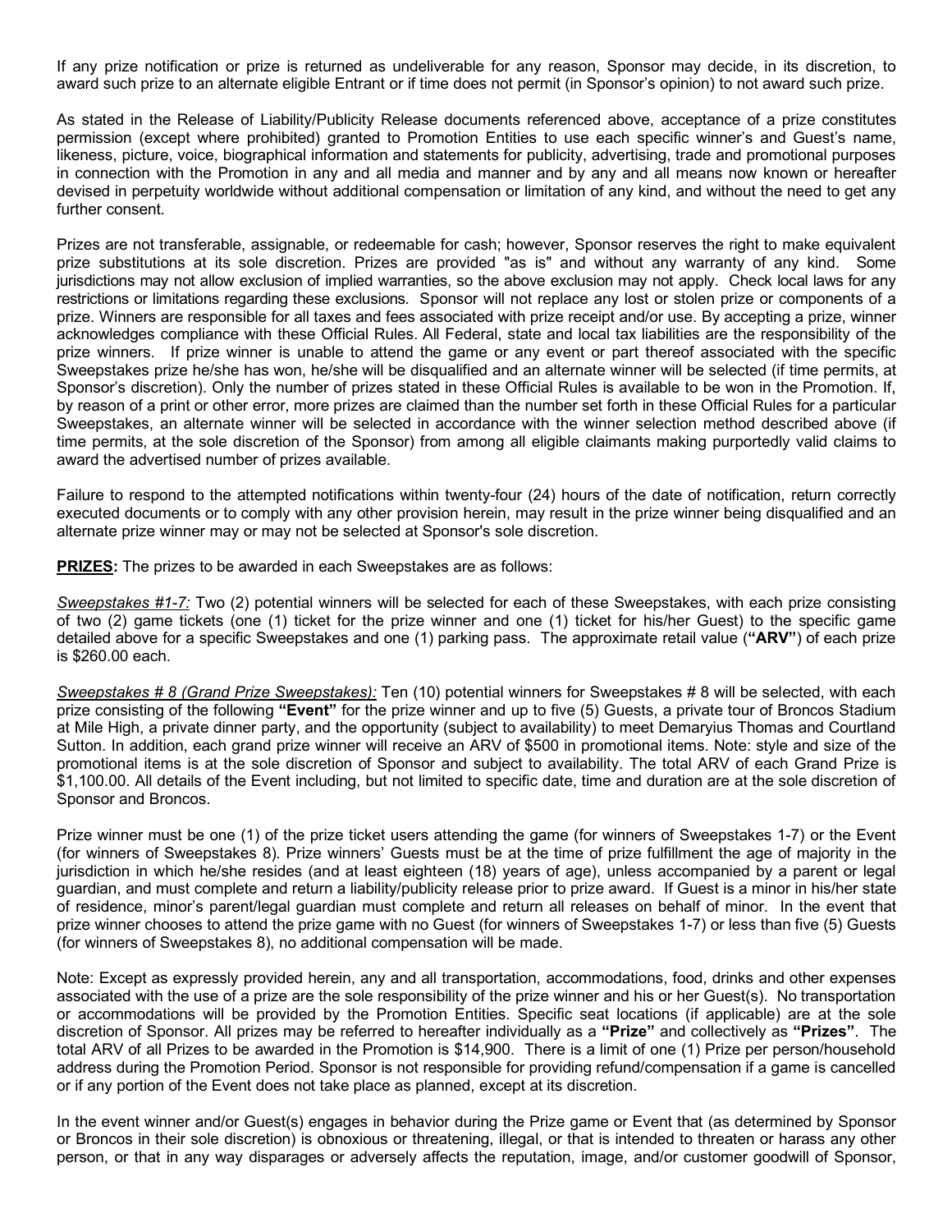If any prize notification or prize is returned as undeliverable for any reason, Sponsor may decide, in its discretion, to award such prize to an alternate eligible Entrant or if time does not permit (in Sponsor's opinion) to not award such prize.

As stated in the Release of Liability/Publicity Release documents referenced above, acceptance of a prize constitutes permission (except where prohibited) granted to Promotion Entities to use each specific winner's and Guest's name, likeness, picture, voice, biographical information and statements for publicity, advertising, trade and promotional purposes in connection with the Promotion in any and all media and manner and by any and all means now known or hereafter devised in perpetuity worldwide without additional compensation or limitation of any kind, and without the need to get any further consent.

Prizes are not transferable, assignable, or redeemable for cash; however, Sponsor reserves the right to make equivalent prize substitutions at its sole discretion. Prizes are provided "as is" and without any warranty of any kind. Some jurisdictions may not allow exclusion of implied warranties, so the above exclusion may not apply. Check local laws for any restrictions or limitations regarding these exclusions. Sponsor will not replace any lost or stolen prize or components of a prize. Winners are responsible for all taxes and fees associated with prize receipt and/or use. By accepting a prize, winner acknowledges compliance with these Official Rules. All Federal, state and local tax liabilities are the responsibility of the prize winners. If prize winner is unable to attend the game or any event or part thereof associated with the specific Sweepstakes prize he/she has won, he/she will be disqualified and an alternate winner will be selected (if time permits, at Sponsor's discretion). Only the number of prizes stated in these Official Rules is available to be won in the Promotion. If, by reason of a print or other error, more prizes are claimed than the number set forth in these Official Rules for a particular Sweepstakes, an alternate winner will be selected in accordance with the winner selection method described above (if time permits, at the sole discretion of the Sponsor) from among all eligible claimants making purportedly valid claims to award the advertised number of prizes available.

Failure to respond to the attempted notifications within twenty-four (24) hours of the date of notification, return correctly executed documents or to comply with any other provision herein, may result in the prize winner being disqualified and an alternate prize winner may or may not be selected at Sponsor's sole discretion.

**PRIZES:** The prizes to be awarded in each Sweepstakes are as follows:

*Sweepstakes #1-7:* Two (2) potential winners will be selected for each of these Sweepstakes, with each prize consisting of two (2) game tickets (one (1) ticket for the prize winner and one (1) ticket for his/her Guest) to the specific game detailed above for a specific Sweepstakes and one (1) parking pass. The approximate retail value (**"ARV"**) of each prize is $260.00 each.

*Sweepstakes # 8 (Grand Prize Sweepstakes):* Ten (10) potential winners for Sweepstakes # 8 will be selected, with each prize consisting of the following **"Event"** for the prize winner and up to five (5) Guests, a private tour of Broncos Stadium at Mile High, a private dinner party, and the opportunity (subject to availability) to meet Demaryius Thomas and Courtland Sutton. In addition, each grand prize winner will receive an ARV of $500 in promotional items. Note: style and size of the promotional items is at the sole discretion of Sponsor and subject to availability. The total ARV of each Grand Prize is $1,100.00. All details of the Event including, but not limited to specific date, time and duration are at the sole discretion of Sponsor and Broncos.

Prize winner must be one (1) of the prize ticket users attending the game (for winners of Sweepstakes 1-7) or the Event (for winners of Sweepstakes 8). Prize winners' Guests must be at the time of prize fulfillment the age of majority in the jurisdiction in which he/she resides (and at least eighteen (18) years of age), unless accompanied by a parent or legal guardian, and must complete and return a liability/publicity release prior to prize award. If Guest is a minor in his/her state of residence, minor's parent/legal guardian must complete and return all releases on behalf of minor. In the event that prize winner chooses to attend the prize game with no Guest (for winners of Sweepstakes 1-7) or less than five (5) Guests (for winners of Sweepstakes 8), no additional compensation will be made.

Note: Except as expressly provided herein, any and all transportation, accommodations, food, drinks and other expenses associated with the use of a prize are the sole responsibility of the prize winner and his or her Guest(s). No transportation or accommodations will be provided by the Promotion Entities. Specific seat locations (if applicable) are at the sole discretion of Sponsor. All prizes may be referred to hereafter individually as a **"Prize"** and collectively as **"Prizes"**. The total ARV of all Prizes to be awarded in the Promotion is $14,900. There is a limit of one (1) Prize per person/household address during the Promotion Period. Sponsor is not responsible for providing refund/compensation if a game is cancelled or if any portion of the Event does not take place as planned, except at its discretion.

In the event winner and/or Guest(s) engages in behavior during the Prize game or Event that (as determined by Sponsor or Broncos in their sole discretion) is obnoxious or threatening, illegal, or that is intended to threaten or harass any other person, or that in any way disparages or adversely affects the reputation, image, and/or customer goodwill of Sponsor,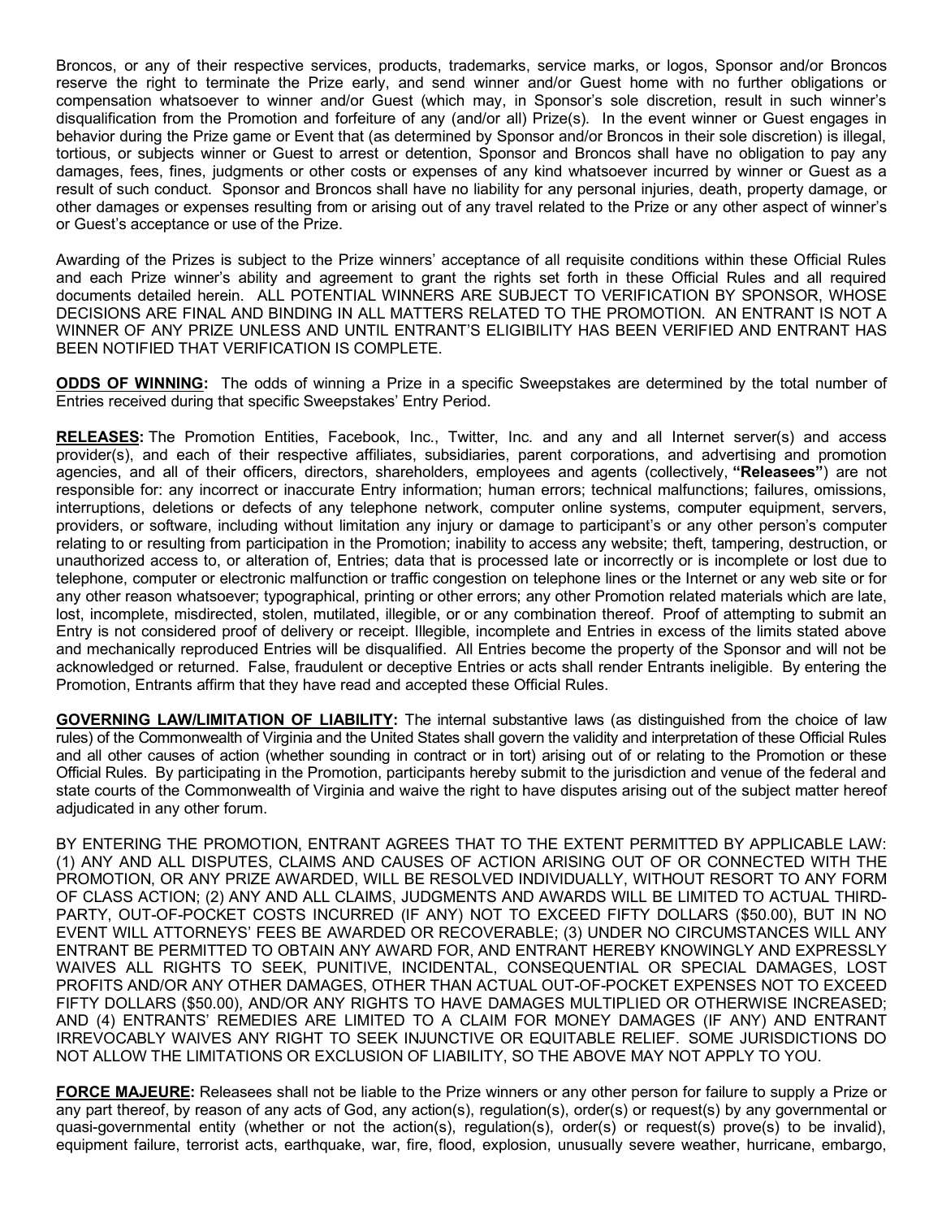Broncos, or any of their respective services, products, trademarks, service marks, or logos, Sponsor and/or Broncos reserve the right to terminate the Prize early, and send winner and/or Guest home with no further obligations or compensation whatsoever to winner and/or Guest (which may, in Sponsor's sole discretion, result in such winner's disqualification from the Promotion and forfeiture of any (and/or all) Prize(s). In the event winner or Guest engages in behavior during the Prize game or Event that (as determined by Sponsor and/or Broncos in their sole discretion) is illegal, tortious, or subjects winner or Guest to arrest or detention, Sponsor and Broncos shall have no obligation to pay any damages, fees, fines, judgments or other costs or expenses of any kind whatsoever incurred by winner or Guest as a result of such conduct. Sponsor and Broncos shall have no liability for any personal injuries, death, property damage, or other damages or expenses resulting from or arising out of any travel related to the Prize or any other aspect of winner's or Guest's acceptance or use of the Prize.

Awarding of the Prizes is subject to the Prize winners' acceptance of all requisite conditions within these Official Rules and each Prize winner's ability and agreement to grant the rights set forth in these Official Rules and all required documents detailed herein. ALL POTENTIAL WINNERS ARE SUBJECT TO VERIFICATION BY SPONSOR, WHOSE DECISIONS ARE FINAL AND BINDING IN ALL MATTERS RELATED TO THE PROMOTION. AN ENTRANT IS NOT A WINNER OF ANY PRIZE UNLESS AND UNTIL ENTRANT'S ELIGIBILITY HAS BEEN VERIFIED AND ENTRANT HAS BEEN NOTIFIED THAT VERIFICATION IS COMPLETE.

**ODDS OF WINNING:** The odds of winning a Prize in a specific Sweepstakes are determined by the total number of Entries received during that specific Sweepstakes' Entry Period.

**RELEASES:** The Promotion Entities, Facebook, Inc., Twitter, Inc. and any and all Internet server(s) and access provider(s), and each of their respective affiliates, subsidiaries, parent corporations, and advertising and promotion agencies, and all of their officers, directors, shareholders, employees and agents (collectively, **"Releasees"**) are not responsible for: any incorrect or inaccurate Entry information; human errors; technical malfunctions; failures, omissions, interruptions, deletions or defects of any telephone network, computer online systems, computer equipment, servers, providers, or software, including without limitation any injury or damage to participant's or any other person's computer relating to or resulting from participation in the Promotion; inability to access any website; theft, tampering, destruction, or unauthorized access to, or alteration of, Entries; data that is processed late or incorrectly or is incomplete or lost due to telephone, computer or electronic malfunction or traffic congestion on telephone lines or the Internet or any web site or for any other reason whatsoever; typographical, printing or other errors; any other Promotion related materials which are late, lost, incomplete, misdirected, stolen, mutilated, illegible, or or any combination thereof. Proof of attempting to submit an Entry is not considered proof of delivery or receipt. Illegible, incomplete and Entries in excess of the limits stated above and mechanically reproduced Entries will be disqualified. All Entries become the property of the Sponsor and will not be acknowledged or returned. False, fraudulent or deceptive Entries or acts shall render Entrants ineligible. By entering the Promotion, Entrants affirm that they have read and accepted these Official Rules.

**GOVERNING LAW/LIMITATION OF LIABILITY:** The internal substantive laws (as distinguished from the choice of law rules) of the Commonwealth of Virginia and the United States shall govern the validity and interpretation of these Official Rules and all other causes of action (whether sounding in contract or in tort) arising out of or relating to the Promotion or these Official Rules. By participating in the Promotion, participants hereby submit to the jurisdiction and venue of the federal and state courts of the Commonwealth of Virginia and waive the right to have disputes arising out of the subject matter hereof adjudicated in any other forum.

BY ENTERING THE PROMOTION, ENTRANT AGREES THAT TO THE EXTENT PERMITTED BY APPLICABLE LAW: (1) ANY AND ALL DISPUTES, CLAIMS AND CAUSES OF ACTION ARISING OUT OF OR CONNECTED WITH THE PROMOTION, OR ANY PRIZE AWARDED, WILL BE RESOLVED INDIVIDUALLY, WITHOUT RESORT TO ANY FORM OF CLASS ACTION; (2) ANY AND ALL CLAIMS, JUDGMENTS AND AWARDS WILL BE LIMITED TO ACTUAL THIRD-PARTY, OUT-OF-POCKET COSTS INCURRED (IF ANY) NOT TO EXCEED FIFTY DOLLARS ($50.00), BUT IN NO EVENT WILL ATTORNEYS' FEES BE AWARDED OR RECOVERABLE; (3) UNDER NO CIRCUMSTANCES WILL ANY ENTRANT BE PERMITTED TO OBTAIN ANY AWARD FOR, AND ENTRANT HEREBY KNOWINGLY AND EXPRESSLY WAIVES ALL RIGHTS TO SEEK, PUNITIVE, INCIDENTAL, CONSEQUENTIAL OR SPECIAL DAMAGES, LOST PROFITS AND/OR ANY OTHER DAMAGES, OTHER THAN ACTUAL OUT-OF-POCKET EXPENSES NOT TO EXCEED FIFTY DOLLARS ($50.00), AND/OR ANY RIGHTS TO HAVE DAMAGES MULTIPLIED OR OTHERWISE INCREASED; AND (4) ENTRANTS' REMEDIES ARE LIMITED TO A CLAIM FOR MONEY DAMAGES (IF ANY) AND ENTRANT IRREVOCABLY WAIVES ANY RIGHT TO SEEK INJUNCTIVE OR EQUITABLE RELIEF. SOME JURISDICTIONS DO NOT ALLOW THE LIMITATIONS OR EXCLUSION OF LIABILITY, SO THE ABOVE MAY NOT APPLY TO YOU.

**FORCE MAJEURE:** Releasees shall not be liable to the Prize winners or any other person for failure to supply a Prize or any part thereof, by reason of any acts of God, any action(s), regulation(s), order(s) or request(s) by any governmental or quasi-governmental entity (whether or not the action(s), regulation(s), order(s) or request(s) prove(s) to be invalid), equipment failure, terrorist acts, earthquake, war, fire, flood, explosion, unusually severe weather, hurricane, embargo,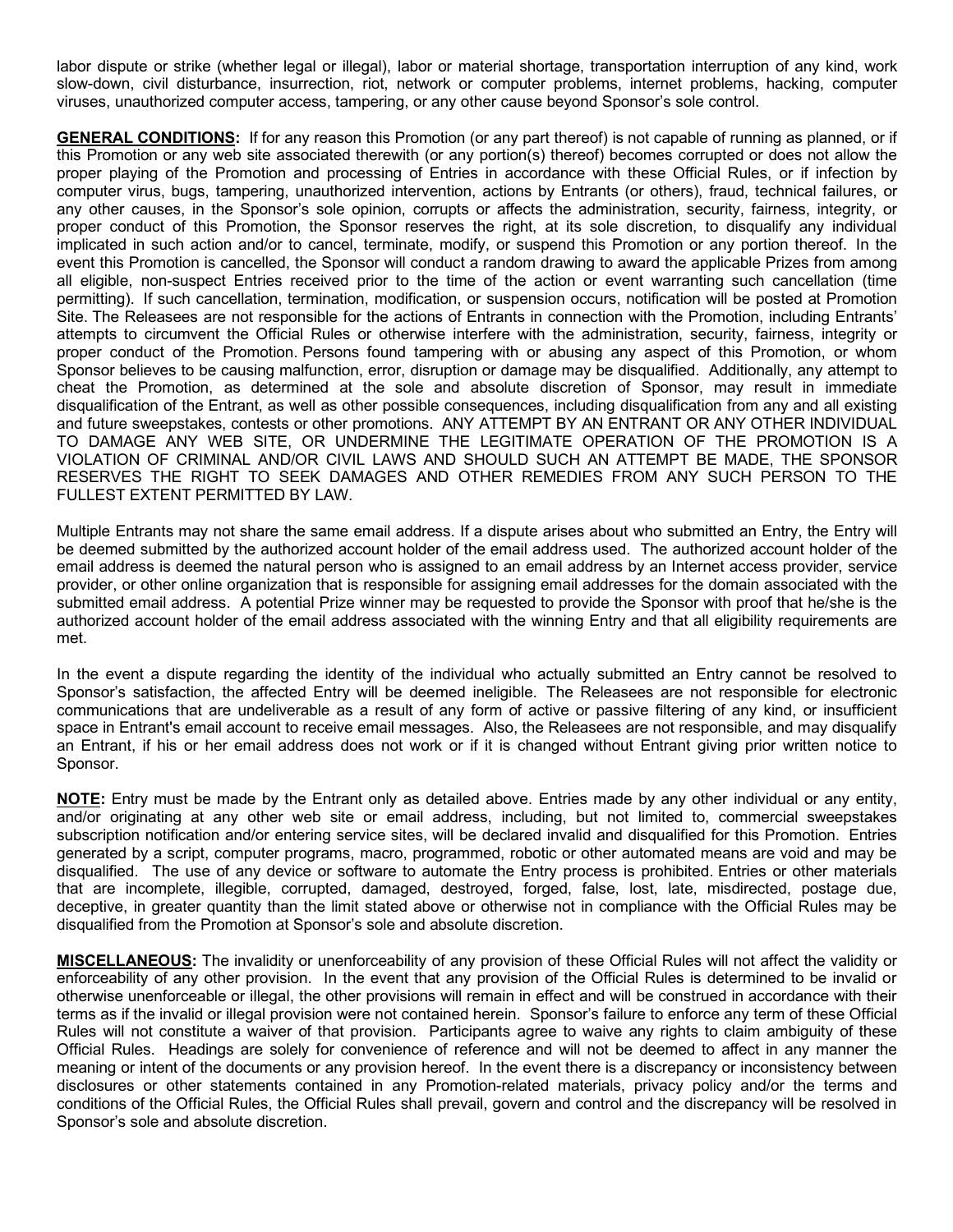labor dispute or strike (whether legal or illegal), labor or material shortage, transportation interruption of any kind, work slow-down, civil disturbance, insurrection, riot, network or computer problems, internet problems, hacking, computer viruses, unauthorized computer access, tampering, or any other cause beyond Sponsor's sole control.

**GENERAL CONDITIONS:** If for any reason this Promotion (or any part thereof) is not capable of running as planned, or if this Promotion or any web site associated therewith (or any portion(s) thereof) becomes corrupted or does not allow the proper playing of the Promotion and processing of Entries in accordance with these Official Rules, or if infection by computer virus, bugs, tampering, unauthorized intervention, actions by Entrants (or others), fraud, technical failures, or any other causes, in the Sponsor's sole opinion, corrupts or affects the administration, security, fairness, integrity, or proper conduct of this Promotion, the Sponsor reserves the right, at its sole discretion, to disqualify any individual implicated in such action and/or to cancel, terminate, modify, or suspend this Promotion or any portion thereof. In the event this Promotion is cancelled, the Sponsor will conduct a random drawing to award the applicable Prizes from among all eligible, non-suspect Entries received prior to the time of the action or event warranting such cancellation (time permitting). If such cancellation, termination, modification, or suspension occurs, notification will be posted at Promotion Site. The Releasees are not responsible for the actions of Entrants in connection with the Promotion, including Entrants' attempts to circumvent the Official Rules or otherwise interfere with the administration, security, fairness, integrity or proper conduct of the Promotion. Persons found tampering with or abusing any aspect of this Promotion, or whom Sponsor believes to be causing malfunction, error, disruption or damage may be disqualified. Additionally, any attempt to cheat the Promotion, as determined at the sole and absolute discretion of Sponsor, may result in immediate disqualification of the Entrant, as well as other possible consequences, including disqualification from any and all existing and future sweepstakes, contests or other promotions. ANY ATTEMPT BY AN ENTRANT OR ANY OTHER INDIVIDUAL TO DAMAGE ANY WEB SITE, OR UNDERMINE THE LEGITIMATE OPERATION OF THE PROMOTION IS A VIOLATION OF CRIMINAL AND/OR CIVIL LAWS AND SHOULD SUCH AN ATTEMPT BE MADE, THE SPONSOR RESERVES THE RIGHT TO SEEK DAMAGES AND OTHER REMEDIES FROM ANY SUCH PERSON TO THE FULLEST EXTENT PERMITTED BY LAW.

Multiple Entrants may not share the same email address. If a dispute arises about who submitted an Entry, the Entry will be deemed submitted by the authorized account holder of the email address used. The authorized account holder of the email address is deemed the natural person who is assigned to an email address by an Internet access provider, service provider, or other online organization that is responsible for assigning email addresses for the domain associated with the submitted email address. A potential Prize winner may be requested to provide the Sponsor with proof that he/she is the authorized account holder of the email address associated with the winning Entry and that all eligibility requirements are met.

In the event a dispute regarding the identity of the individual who actually submitted an Entry cannot be resolved to Sponsor's satisfaction, the affected Entry will be deemed ineligible. The Releasees are not responsible for electronic communications that are undeliverable as a result of any form of active or passive filtering of any kind, or insufficient space in Entrant's email account to receive email messages. Also, the Releasees are not responsible, and may disqualify an Entrant, if his or her email address does not work or if it is changed without Entrant giving prior written notice to Sponsor.

**NOTE:** Entry must be made by the Entrant only as detailed above. Entries made by any other individual or any entity, and/or originating at any other web site or email address, including, but not limited to, commercial sweepstakes subscription notification and/or entering service sites, will be declared invalid and disqualified for this Promotion. Entries generated by a script, computer programs, macro, programmed, robotic or other automated means are void and may be disqualified. The use of any device or software to automate the Entry process is prohibited. Entries or other materials that are incomplete, illegible, corrupted, damaged, destroyed, forged, false, lost, late, misdirected, postage due, deceptive, in greater quantity than the limit stated above or otherwise not in compliance with the Official Rules may be disqualified from the Promotion at Sponsor's sole and absolute discretion.

**MISCELLANEOUS:** The invalidity or unenforceability of any provision of these Official Rules will not affect the validity or enforceability of any other provision. In the event that any provision of the Official Rules is determined to be invalid or otherwise unenforceable or illegal, the other provisions will remain in effect and will be construed in accordance with their terms as if the invalid or illegal provision were not contained herein. Sponsor's failure to enforce any term of these Official Rules will not constitute a waiver of that provision. Participants agree to waive any rights to claim ambiguity of these Official Rules. Headings are solely for convenience of reference and will not be deemed to affect in any manner the meaning or intent of the documents or any provision hereof. In the event there is a discrepancy or inconsistency between disclosures or other statements contained in any Promotion-related materials, privacy policy and/or the terms and conditions of the Official Rules, the Official Rules shall prevail, govern and control and the discrepancy will be resolved in Sponsor's sole and absolute discretion.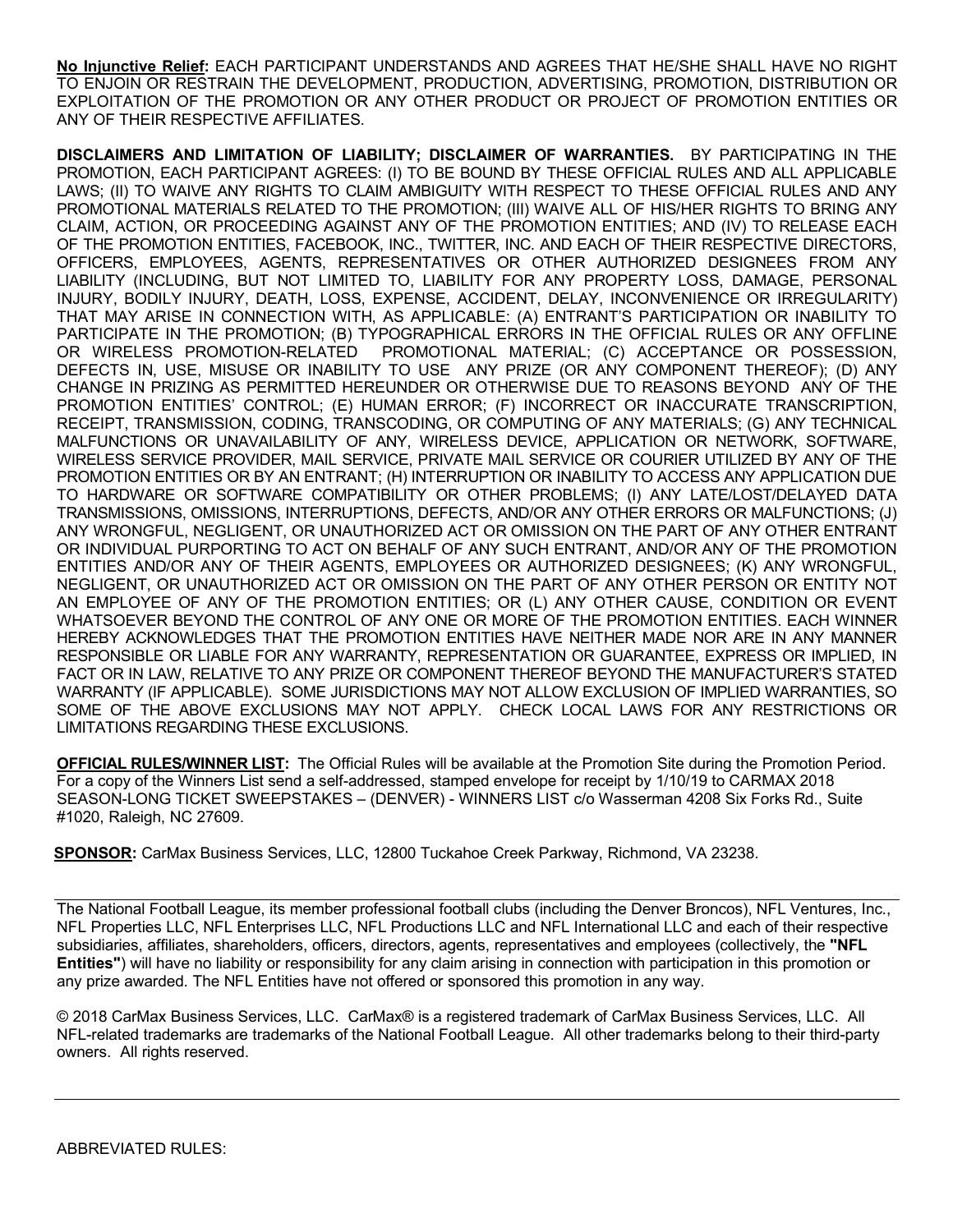**No Injunctive Relief:** EACH PARTICIPANT UNDERSTANDS AND AGREES THAT HE/SHE SHALL HAVE NO RIGHT TO ENJOIN OR RESTRAIN THE DEVELOPMENT, PRODUCTION, ADVERTISING, PROMOTION, DISTRIBUTION OR EXPLOITATION OF THE PROMOTION OR ANY OTHER PRODUCT OR PROJECT OF PROMOTION ENTITIES OR ANY OF THEIR RESPECTIVE AFFILIATES.

**DISCLAIMERS AND LIMITATION OF LIABILITY; DISCLAIMER OF WARRANTIES.** BY PARTICIPATING IN THE PROMOTION, EACH PARTICIPANT AGREES: (I) TO BE BOUND BY THESE OFFICIAL RULES AND ALL APPLICABLE LAWS; (II) TO WAIVE ANY RIGHTS TO CLAIM AMBIGUITY WITH RESPECT TO THESE OFFICIAL RULES AND ANY PROMOTIONAL MATERIALS RELATED TO THE PROMOTION; (III) WAIVE ALL OF HIS/HER RIGHTS TO BRING ANY CLAIM, ACTION, OR PROCEEDING AGAINST ANY OF THE PROMOTION ENTITIES; AND (IV) TO RELEASE EACH OF THE PROMOTION ENTITIES, FACEBOOK, INC., TWITTER, INC. AND EACH OF THEIR RESPECTIVE DIRECTORS, OFFICERS, EMPLOYEES, AGENTS, REPRESENTATIVES OR OTHER AUTHORIZED DESIGNEES FROM ANY LIABILITY (INCLUDING, BUT NOT LIMITED TO, LIABILITY FOR ANY PROPERTY LOSS, DAMAGE, PERSONAL INJURY, BODILY INJURY, DEATH, LOSS, EXPENSE, ACCIDENT, DELAY, INCONVENIENCE OR IRREGULARITY) THAT MAY ARISE IN CONNECTION WITH, AS APPLICABLE: (A) ENTRANT'S PARTICIPATION OR INABILITY TO PARTICIPATE IN THE PROMOTION; (B) TYPOGRAPHICAL ERRORS IN THE OFFICIAL RULES OR ANY OFFLINE OR WIRELESS PROMOTION-RELATED PROMOTIONAL MATERIAL; (C) ACCEPTANCE OR POSSESSION, DEFECTS IN, USE, MISUSE OR INABILITY TO USE ANY PRIZE (OR ANY COMPONENT THEREOF); (D) ANY CHANGE IN PRIZING AS PERMITTED HEREUNDER OR OTHERWISE DUE TO REASONS BEYOND ANY OF THE PROMOTION ENTITIES' CONTROL; (E) HUMAN ERROR; (F) INCORRECT OR INACCURATE TRANSCRIPTION, RECEIPT, TRANSMISSION, CODING, TRANSCODING, OR COMPUTING OF ANY MATERIALS; (G) ANY TECHNICAL MALFUNCTIONS OR UNAVAILABILITY OF ANY, WIRELESS DEVICE, APPLICATION OR NETWORK, SOFTWARE, WIRELESS SERVICE PROVIDER, MAIL SERVICE, PRIVATE MAIL SERVICE OR COURIER UTILIZED BY ANY OF THE PROMOTION ENTITIES OR BY AN ENTRANT; (H) INTERRUPTION OR INABILITY TO ACCESS ANY APPLICATION DUE TO HARDWARE OR SOFTWARE COMPATIBILITY OR OTHER PROBLEMS; (I) ANY LATE/LOST/DELAYED DATA TRANSMISSIONS, OMISSIONS, INTERRUPTIONS, DEFECTS, AND/OR ANY OTHER ERRORS OR MALFUNCTIONS; (J) ANY WRONGFUL, NEGLIGENT, OR UNAUTHORIZED ACT OR OMISSION ON THE PART OF ANY OTHER ENTRANT OR INDIVIDUAL PURPORTING TO ACT ON BEHALF OF ANY SUCH ENTRANT, AND/OR ANY OF THE PROMOTION ENTITIES AND/OR ANY OF THEIR AGENTS, EMPLOYEES OR AUTHORIZED DESIGNEES; (K) ANY WRONGFUL, NEGLIGENT, OR UNAUTHORIZED ACT OR OMISSION ON THE PART OF ANY OTHER PERSON OR ENTITY NOT AN EMPLOYEE OF ANY OF THE PROMOTION ENTITIES; OR (L) ANY OTHER CAUSE, CONDITION OR EVENT WHATSOEVER BEYOND THE CONTROL OF ANY ONE OR MORE OF THE PROMOTION ENTITIES. EACH WINNER HEREBY ACKNOWLEDGES THAT THE PROMOTION ENTITIES HAVE NEITHER MADE NOR ARE IN ANY MANNER RESPONSIBLE OR LIABLE FOR ANY WARRANTY, REPRESENTATION OR GUARANTEE, EXPRESS OR IMPLIED, IN FACT OR IN LAW, RELATIVE TO ANY PRIZE OR COMPONENT THEREOF BEYOND THE MANUFACTURER'S STATED WARRANTY (IF APPLICABLE). SOME JURISDICTIONS MAY NOT ALLOW EXCLUSION OF IMPLIED WARRANTIES, SO SOME OF THE ABOVE EXCLUSIONS MAY NOT APPLY. CHECK LOCAL LAWS FOR ANY RESTRICTIONS OR LIMITATIONS REGARDING THESE EXCLUSIONS.

**OFFICIAL RULES/WINNER LIST:** The Official Rules will be available at the Promotion Site during the Promotion Period. For a copy of the Winners List send a self-addressed, stamped envelope for receipt by 1/10/19 to CARMAX 2018 SEASON-LONG TICKET SWEEPSTAKES – (DENVER) - WINNERS LIST c/o Wasserman 4208 Six Forks Rd., Suite #1020, Raleigh, NC 27609.

**SPONSOR:** CarMax Business Services, LLC, 12800 Tuckahoe Creek Parkway, Richmond, VA 23238.

---

The National Football League, its member professional football clubs (including the Denver Broncos), NFL Ventures, Inc., NFL Properties LLC, NFL Enterprises LLC, NFL Productions LLC and NFL International LLC and each of their respective subsidiaries, affiliates, shareholders, officers, directors, agents, representatives and employees (collectively, the **"NFL Entities"**) will have no liability or responsibility for any claim arising in connection with participation in this promotion or any prize awarded. The NFL Entities have not offered or sponsored this promotion in any way.

© 2018 CarMax Business Services, LLC. CarMax® is a registered trademark of CarMax Business Services, LLC. All NFL-related trademarks are trademarks of the National Football League. All other trademarks belong to their third-party owners. All rights reserved.

---

ABBREVIATED RULES: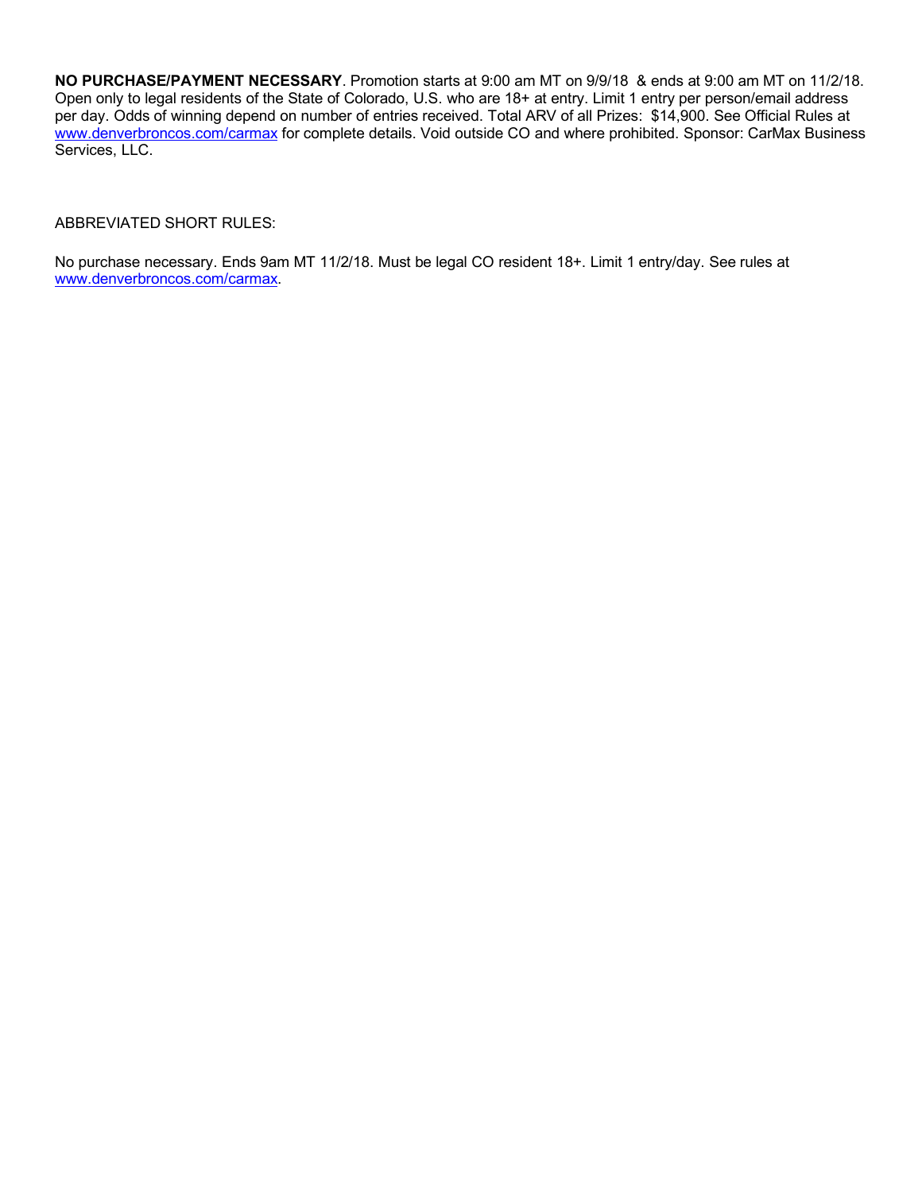**NO PURCHASE/PAYMENT NECESSARY**. Promotion starts at 9:00 am MT on 9/9/18 & ends at 9:00 am MT on 11/2/18. Open only to legal residents of the State of Colorado, U.S. who are 18+ at entry. Limit 1 entry per person/email address per day. Odds of winning depend on number of entries received. Total ARV of all Prizes: $14,900. See Official Rules at www.denverbroncos.com/carmax for complete details. Void outside CO and where prohibited. Sponsor: CarMax Business Services, LLC.

ABBREVIATED SHORT RULES:

No purchase necessary. Ends 9am MT 11/2/18. Must be legal CO resident 18+. Limit 1 entry/day. See rules at www.denverbroncos.com/carmax.